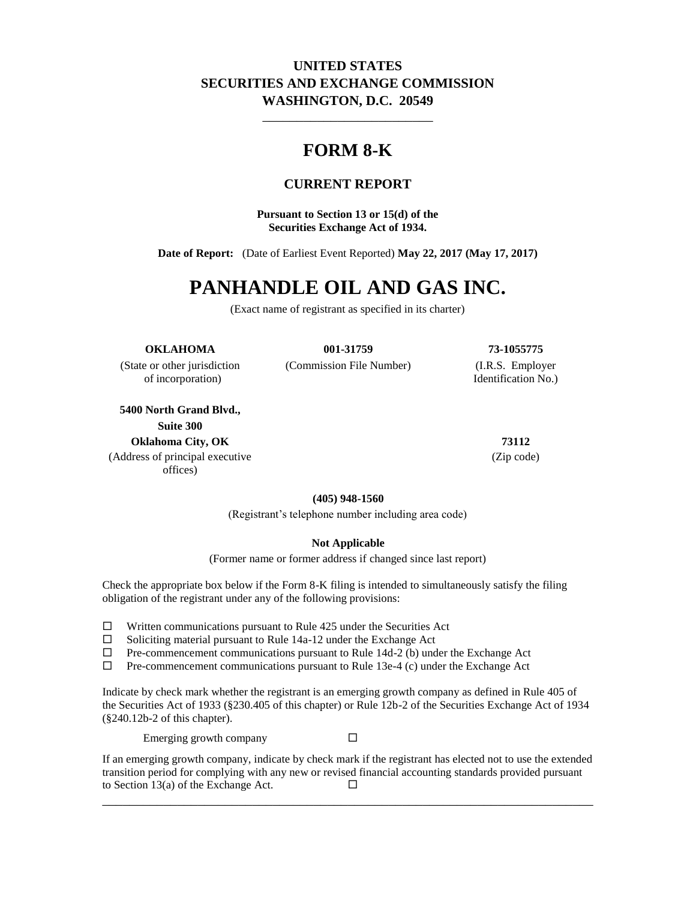**UNITED STATES**
**SECURITIES AND EXCHANGE COMMISSION**
**WASHINGTON, D.C. 20549**

---

# FORM 8-K

## CURRENT REPORT

**Pursuant to Section 13 or 15(d) of the Securities Exchange Act of 1934.**

**Date of Report:** (Date of Earliest Event Reported) **May 22, 2017 (May 17, 2017)**

# PANHANDLE OIL AND GAS INC.

(Exact name of registrant as specified in its charter)

| **OKLAHOMA** | **001-31759** | **73-1055775** |
|---|---|---|
| (State or other jurisdiction of incorporation) | (Commission File Number) | (I.R.S. Employer Identification No.) |

| **5400 North Grand Blvd., Suite 300 Oklahoma City, OK** | **73112** |
|---|---|
| (Address of principal executive offices) | (Zip code) |

**(405) 948-1560**
(Registrant's telephone number including area code)

**Not Applicable**
(Former name or former address if changed since last report)

Check the appropriate box below if the Form 8-K filing is intended to simultaneously satisfy the filing obligation of the registrant under any of the following provisions:

☐ Written communications pursuant to Rule 425 under the Securities Act
☐ Soliciting material pursuant to Rule 14a-12 under the Exchange Act
☐ Pre-commencement communications pursuant to Rule 14d-2 (b) under the Exchange Act
☐ Pre-commencement communications pursuant to Rule 13e-4 (c) under the Exchange Act

Indicate by check mark whether the registrant is an emerging growth company as defined in Rule 405 of the Securities Act of 1933 (§230.405 of this chapter) or Rule 12b-2 of the Securities Exchange Act of 1934 (§240.12b-2 of this chapter).

Emerging growth company ☐

If an emerging growth company, indicate by check mark if the registrant has elected not to use the extended transition period for complying with any new or revised financial accounting standards provided pursuant to Section 13(a) of the Exchange Act. ☐

---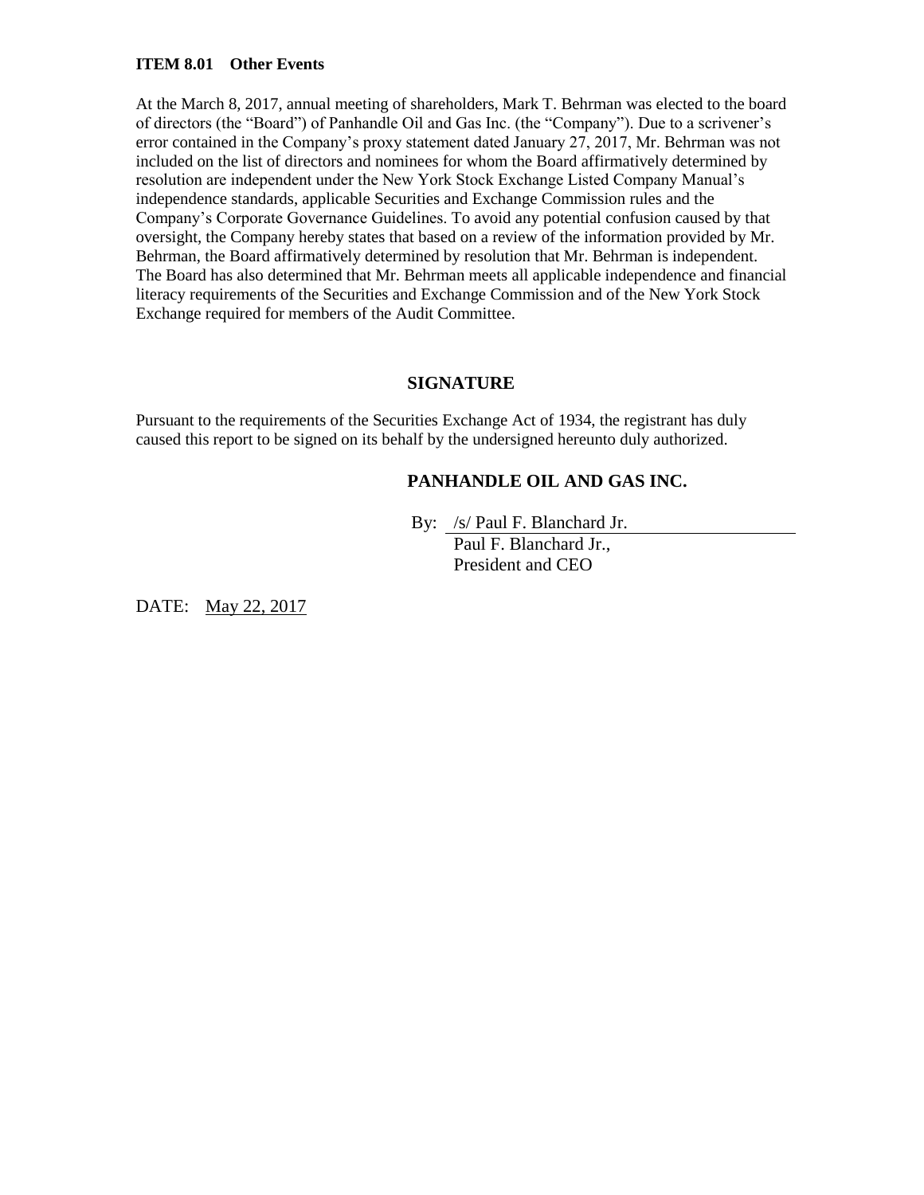**ITEM 8.01 Other Events**

At the March 8, 2017, annual meeting of shareholders, Mark T. Behrman was elected to the board of directors (the "Board") of Panhandle Oil and Gas Inc. (the "Company"). Due to a scrivener's error contained in the Company's proxy statement dated January 27, 2017, Mr. Behrman was not included on the list of directors and nominees for whom the Board affirmatively determined by resolution are independent under the New York Stock Exchange Listed Company Manual's independence standards, applicable Securities and Exchange Commission rules and the Company's Corporate Governance Guidelines. To avoid any potential confusion caused by that oversight, the Company hereby states that based on a review of the information provided by Mr. Behrman, the Board affirmatively determined by resolution that Mr. Behrman is independent. The Board has also determined that Mr. Behrman meets all applicable independence and financial literacy requirements of the Securities and Exchange Commission and of the New York Stock Exchange required for members of the Audit Committee.

## SIGNATURE

Pursuant to the requirements of the Securities Exchange Act of 1934, the registrant has duly caused this report to be signed on its behalf by the undersigned hereunto duly authorized.

**PANHANDLE OIL AND GAS INC.**

By: /s/ Paul F. Blanchard Jr.
Paul F. Blanchard Jr.,
President and CEO

DATE: May 22, 2017